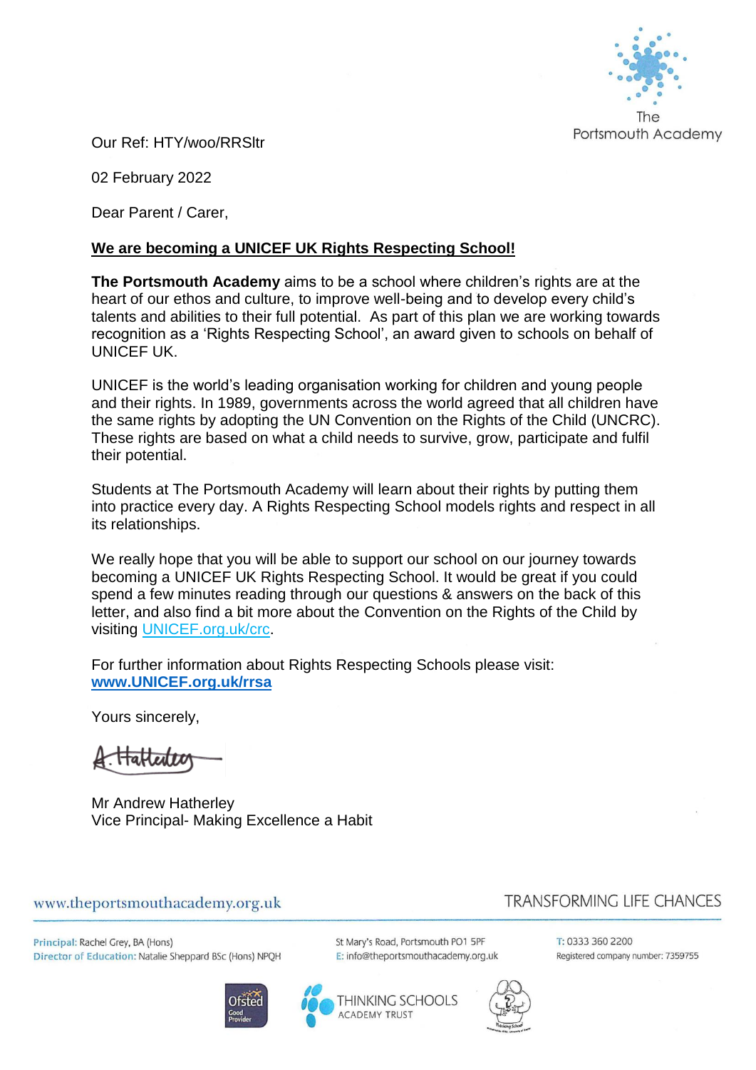The Portsmouth Academy

Our Ref: HTY/woo/RRSltr

02 February 2022

Dear Parent / Carer,

**We are becoming a UNICEF UK Rights Respecting School!**

**The Portsmouth Academy** aims to be a school where children's rights are at the heart of our ethos and culture, to improve well-being and to develop every child's talents and abilities to their full potential. As part of this plan we are working towards recognition as a 'Rights Respecting School', an award given to schools on behalf of UNICEF UK.

UNICEF is the world's leading organisation working for children and young people and their rights. In 1989, governments across the world agreed that all children have the same rights by adopting the UN Convention on the Rights of the Child (UNCRC). These rights are based on what a child needs to survive, grow, participate and fulfil their potential.

Students at The Portsmouth Academy will learn about their rights by putting them into practice every day. A Rights Respecting School models rights and respect in all its relationships.

We really hope that you will be able to support our school on our journey towards becoming a UNICEF UK Rights Respecting School. It would be great if you could spend a few minutes reading through our questions & answers on the back of this letter, and also find a bit more about the Convention on the Rights of the Child by visiting UNICEF.org.uk/crc.

For further information about Rights Respecting Schools please visit:
**www.UNICEF.org.uk/rrsa**

Yours sincerely,

Mr Andrew Hatherley
Vice Principal- Making Excellence a Habit

www.theportsmouthacademy.org.uk

TRANSFORMING LIFE CHANCES

Principal: Rachel Grey, BA (Hons)
Director of Education: Natalie Sheppard BSc (Hons) NPQH

St Mary's Road, Portsmouth PO1 5PF
E: info@theportsmouthacademy.org.uk

T: 0333 360 2200
Registered company number: 7359755

Ofsted Good Provider

THINKING SCHOOLS ACADEMY TRUST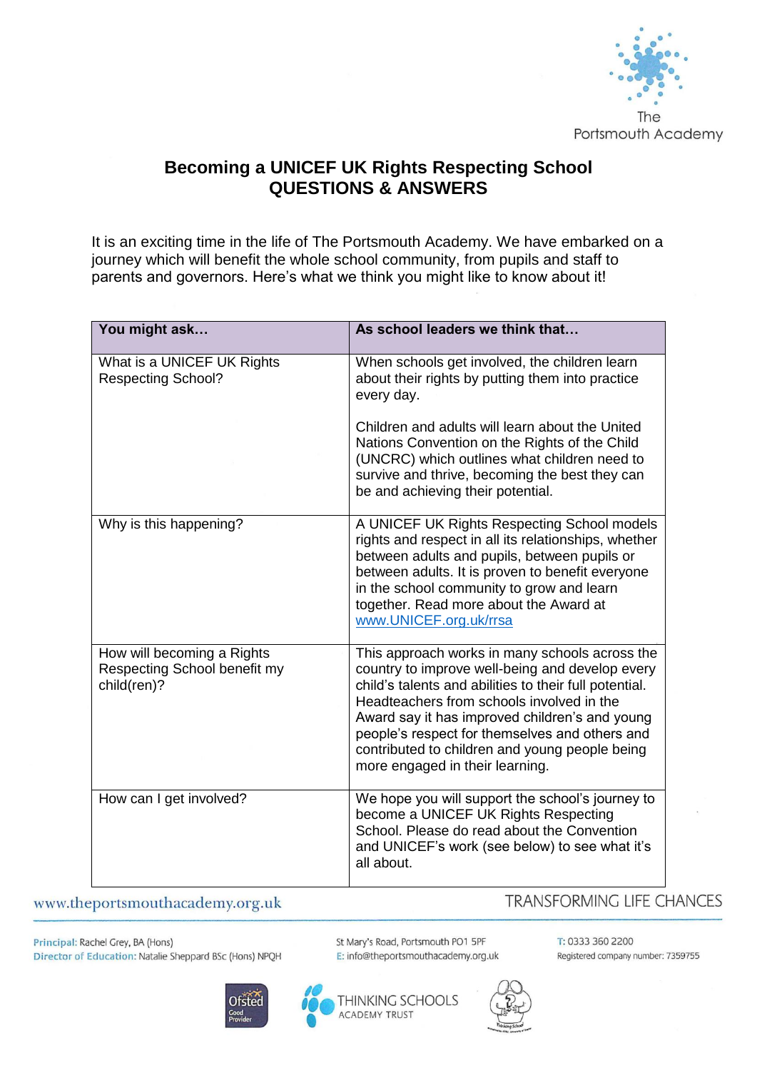# Becoming a UNICEF UK Rights Respecting School
## QUESTIONS & ANSWERS

It is an exciting time in the life of The Portsmouth Academy. We have embarked on a journey which will benefit the whole school community, from pupils and staff to parents and governors. Here's what we think you might like to know about it!

| You might ask… | As school leaders we think that… |
|---|---|
| What is a UNICEF UK Rights Respecting School? | When schools get involved, the children learn about their rights by putting them into practice every day.<br><br>Children and adults will learn about the United Nations Convention on the Rights of the Child (UNCRC) which outlines what children need to survive and thrive, becoming the best they can be and achieving their potential. |
| Why is this happening? | A UNICEF UK Rights Respecting School models rights and respect in all its relationships, whether between adults and pupils, between pupils or between adults. It is proven to benefit everyone in the school community to grow and learn together. Read more about the Award at [www.UNICEF.org.uk/rrsa](www.UNICEF.org.uk/rrsa) |
| How will becoming a Rights Respecting School benefit my child(ren)? | This approach works in many schools across the country to improve well-being and develop every child's talents and abilities to their full potential. Headteachers from schools involved in the Award say it has improved children's and young people's respect for themselves and others and contributed to children and young people being more engaged in their learning. |
| How can I get involved? | We hope you will support the school's journey to become a UNICEF UK Rights Respecting School. Please do read about the Convention and UNICEF's work (see below) to see what it's all about. |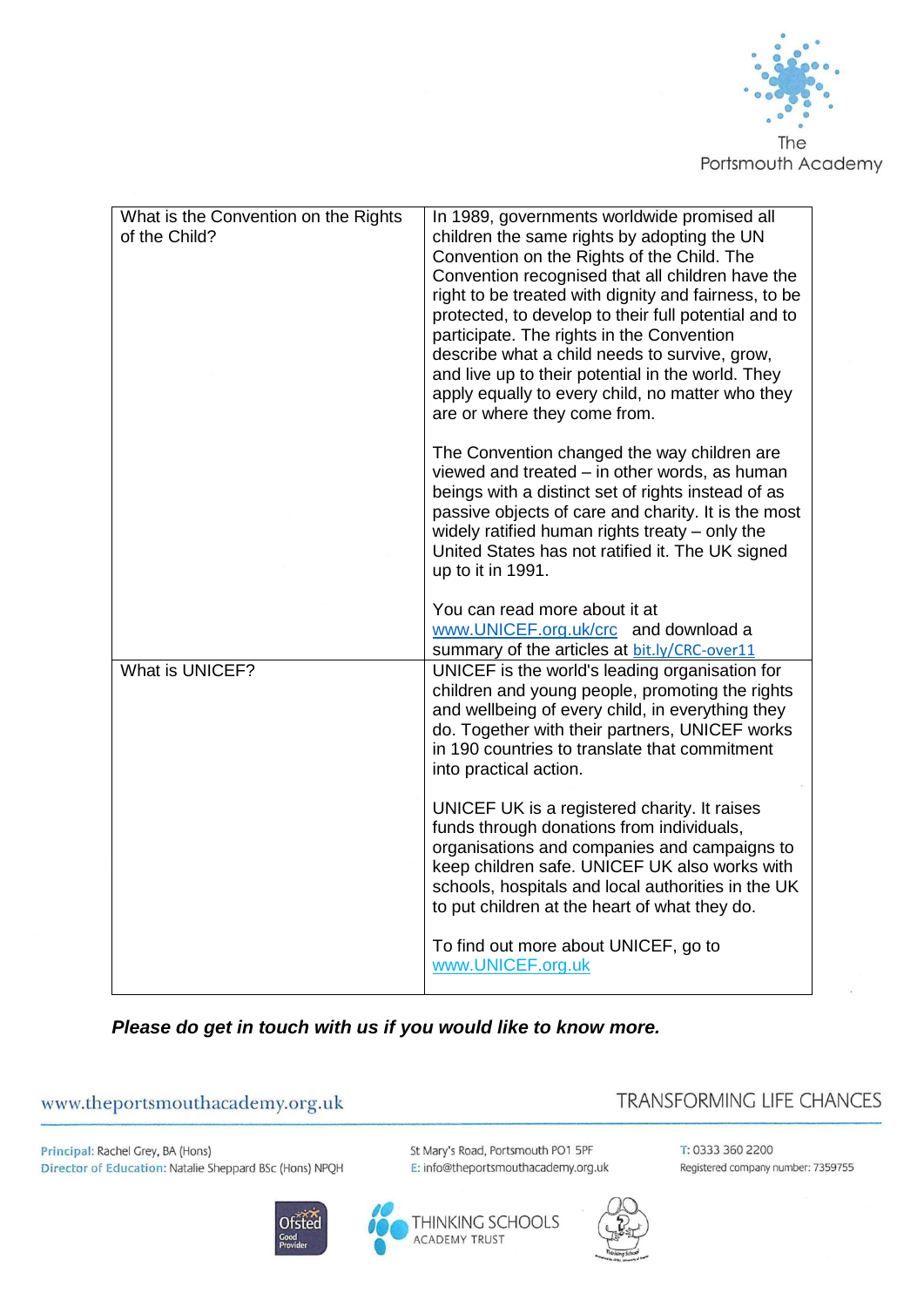| | |
|---|---|
| What is the Convention on the Rights of the Child? | In 1989, governments worldwide promised all children the same rights by adopting the UN Convention on the Rights of the Child. The Convention recognised that all children have the right to be treated with dignity and fairness, to be protected, to develop to their full potential and to participate. The rights in the Convention describe what a child needs to survive, grow, and live up to their potential in the world. They apply equally to every child, no matter who they are or where they come from.<br><br>The Convention changed the way children are viewed and treated – in other words, as human beings with a distinct set of rights instead of as passive objects of care and charity. It is the most widely ratified human rights treaty – only the United States has not ratified it. The UK signed up to it in 1991.<br><br>You can read more about it at www.UNICEF.org.uk/crc and download a summary of the articles at bit.ly/CRC-over11 |
| What is UNICEF? | UNICEF is the world's leading organisation for children and young people, promoting the rights and wellbeing of every child, in everything they do. Together with their partners, UNICEF works in 190 countries to translate that commitment into practical action.<br><br>UNICEF UK is a registered charity. It raises funds through donations from individuals, organisations and companies and campaigns to keep children safe. UNICEF UK also works with schools, hospitals and local authorities in the UK to put children at the heart of what they do.<br><br>To find out more about UNICEF, go to www.UNICEF.org.uk |

***Please do get in touch with us if you would like to know more.***